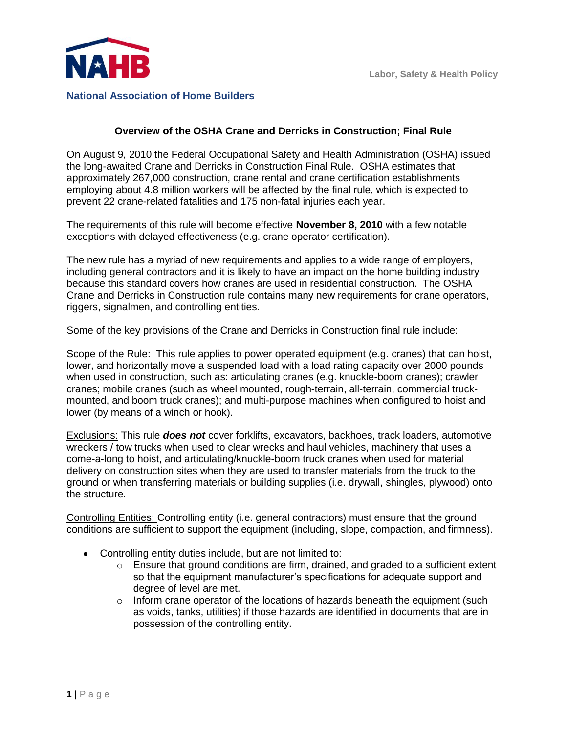**National Association of Home Builders**

Labor, Safety & Health Policy

## Overview of the OSHA Crane and Derricks in Construction; Final Rule

On August 9, 2010 the Federal Occupational Safety and Health Administration (OSHA) issued the long-awaited Crane and Derricks in Construction Final Rule. OSHA estimates that approximately 267,000 construction, crane rental and crane certification establishments employing about 4.8 million workers will be affected by the final rule, which is expected to prevent 22 crane-related fatalities and 175 non-fatal injuries each year.

The requirements of this rule will become effective **November 8, 2010** with a few notable exceptions with delayed effectiveness (e.g. crane operator certification).

The new rule has a myriad of new requirements and applies to a wide range of employers, including general contractors and it is likely to have an impact on the home building industry because this standard covers how cranes are used in residential construction. The OSHA Crane and Derricks in Construction rule contains many new requirements for crane operators, riggers, signalmen, and controlling entities.

Some of the key provisions of the Crane and Derricks in Construction final rule include:

<u>Scope of the Rule:</u> This rule applies to power operated equipment (e.g. cranes) that can hoist, lower, and horizontally move a suspended load with a load rating capacity over 2000 pounds when used in construction, such as: articulating cranes (e.g. knuckle-boom cranes); crawler cranes; mobile cranes (such as wheel mounted, rough-terrain, all-terrain, commercial truck-mounted, and boom truck cranes); and multi-purpose machines when configured to hoist and lower (by means of a winch or hook).

<u>Exclusions:</u> This rule ***does not*** cover forklifts, excavators, backhoes, track loaders, automotive wreckers / tow trucks when used to clear wrecks and haul vehicles, machinery that uses a come-a-long to hoist, and articulating/knuckle-boom truck cranes when used for material delivery on construction sites when they are used to transfer materials from the truck to the ground or when transferring materials or building supplies (i.e. drywall, shingles, plywood) onto the structure.

<u>Controlling Entities:</u> Controlling entity (i.e. general contractors) must ensure that the ground conditions are sufficient to support the equipment (including, slope, compaction, and firmness).

- Controlling entity duties include, but are not limited to:
  - Ensure that ground conditions are firm, drained, and graded to a sufficient extent so that the equipment manufacturer's specifications for adequate support and degree of level are met.
  - Inform crane operator of the locations of hazards beneath the equipment (such as voids, tanks, utilities) if those hazards are identified in documents that are in possession of the controlling entity.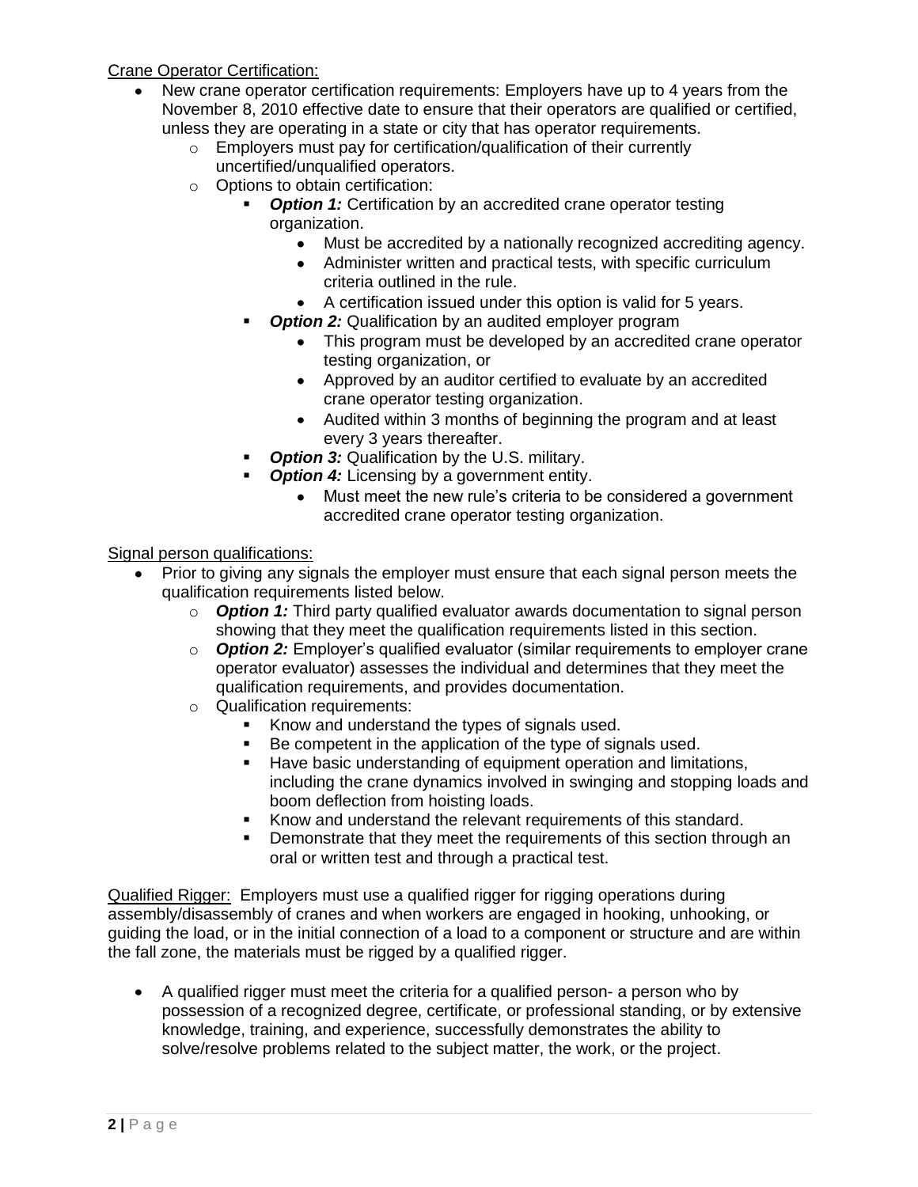Crane Operator Certification:

- New crane operator certification requirements: Employers have up to 4 years from the November 8, 2010 effective date to ensure that their operators are qualified or certified, unless they are operating in a state or city that has operator requirements.
  - Employers must pay for certification/qualification of their currently uncertified/unqualified operators.
  - Options to obtain certification:
    - ***Option 1:*** Certification by an accredited crane operator testing organization.
      - Must be accredited by a nationally recognized accrediting agency.
      - Administer written and practical tests, with specific curriculum criteria outlined in the rule.
      - A certification issued under this option is valid for 5 years.
    - ***Option 2:*** Qualification by an audited employer program
      - This program must be developed by an accredited crane operator testing organization, or
      - Approved by an auditor certified to evaluate by an accredited crane operator testing organization.
      - Audited within 3 months of beginning the program and at least every 3 years thereafter.
    - ***Option 3:*** Qualification by the U.S. military.
    - ***Option 4:*** Licensing by a government entity.
      - Must meet the new rule's criteria to be considered a government accredited crane operator testing organization.

Signal person qualifications:

- Prior to giving any signals the employer must ensure that each signal person meets the qualification requirements listed below.
  - ***Option 1:*** Third party qualified evaluator awards documentation to signal person showing that they meet the qualification requirements listed in this section.
  - ***Option 2:*** Employer's qualified evaluator (similar requirements to employer crane operator evaluator) assesses the individual and determines that they meet the qualification requirements, and provides documentation.
  - Qualification requirements:
    - Know and understand the types of signals used.
    - Be competent in the application of the type of signals used.
    - Have basic understanding of equipment operation and limitations, including the crane dynamics involved in swinging and stopping loads and boom deflection from hoisting loads.
    - Know and understand the relevant requirements of this standard.
    - Demonstrate that they meet the requirements of this section through an oral or written test and through a practical test.

Qualified Rigger: Employers must use a qualified rigger for rigging operations during assembly/disassembly of cranes and when workers are engaged in hooking, unhooking, or guiding the load, or in the initial connection of a load to a component or structure and are within the fall zone, the materials must be rigged by a qualified rigger.

- A qualified rigger must meet the criteria for a qualified person- a person who by possession of a recognized degree, certificate, or professional standing, or by extensive knowledge, training, and experience, successfully demonstrates the ability to solve/resolve problems related to the subject matter, the work, or the project.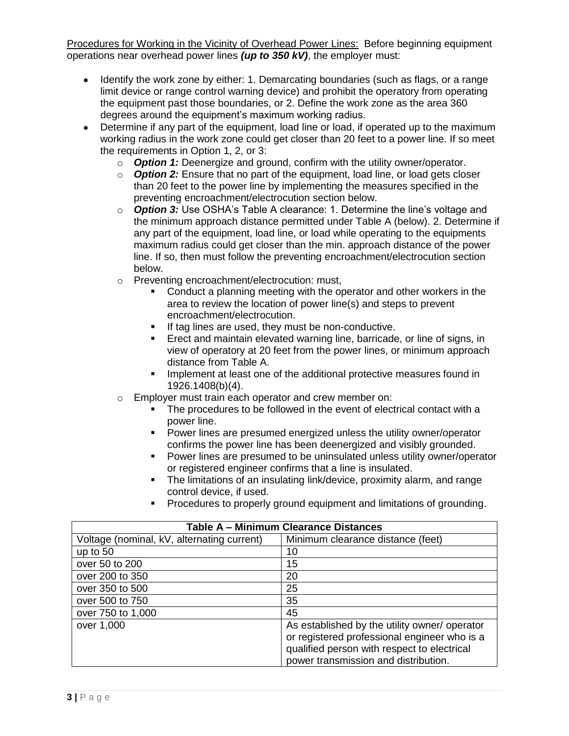<u>Procedures for Working in the Vicinity of Overhead Power Lines:</u> Before beginning equipment operations near overhead power lines ***(up to 350 kV)***, the employer must:

- Identify the work zone by either: 1. Demarcating boundaries (such as flags, or a range limit device or range control warning device) and prohibit the operatory from operating the equipment past those boundaries, or 2. Define the work zone as the area 360 degrees around the equipment's maximum working radius.
- Determine if any part of the equipment, load line or load, if operated up to the maximum working radius in the work zone could get closer than 20 feet to a power line. If so meet the requirements in Option 1, 2, or 3:
  - ***Option 1:*** Deenergize and ground, confirm with the utility owner/operator.
  - ***Option 2:*** Ensure that no part of the equipment, load line, or load gets closer than 20 feet to the power line by implementing the measures specified in the preventing encroachment/electrocution section below.
  - ***Option 3:*** Use OSHA's Table A clearance: 1. Determine the line's voltage and the minimum approach distance permitted under Table A (below). 2. Determine if any part of the equipment, load line, or load while operating to the equipments maximum radius could get closer than the min. approach distance of the power line. If so, then must follow the preventing encroachment/electrocution section below.
  - Preventing encroachment/electrocution: must,
    - Conduct a planning meeting with the operator and other workers in the area to review the location of power line(s) and steps to prevent encroachment/electrocution.
    - If tag lines are used, they must be non-conductive.
    - Erect and maintain elevated warning line, barricade, or line of signs, in view of operatory at 20 feet from the power lines, or minimum approach distance from Table A.
    - Implement at least one of the additional protective measures found in 1926.1408(b)(4).
  - Employer must train each operator and crew member on:
    - The procedures to be followed in the event of electrical contact with a power line.
    - Power lines are presumed energized unless the utility owner/operator confirms the power line has been deenergized and visibly grounded.
    - Power lines are presumed to be uninsulated unless utility owner/operator or registered engineer confirms that a line is insulated.
    - The limitations of an insulating link/device, proximity alarm, and range control device, if used.
    - Procedures to properly ground equipment and limitations of grounding.

| **Table A – Minimum Clearance Distances** | |
|---|---|
| Voltage (nominal, kV, alternating current) | Minimum clearance distance (feet) |
| up to 50 | 10 |
| over 50 to 200 | 15 |
| over 200 to 350 | 20 |
| over 350 to 500 | 25 |
| over 500 to 750 | 35 |
| over 750 to 1,000 | 45 |
| over 1,000 | As established by the utility owner/ operator or registered professional engineer who is a qualified person with respect to electrical power transmission and distribution. |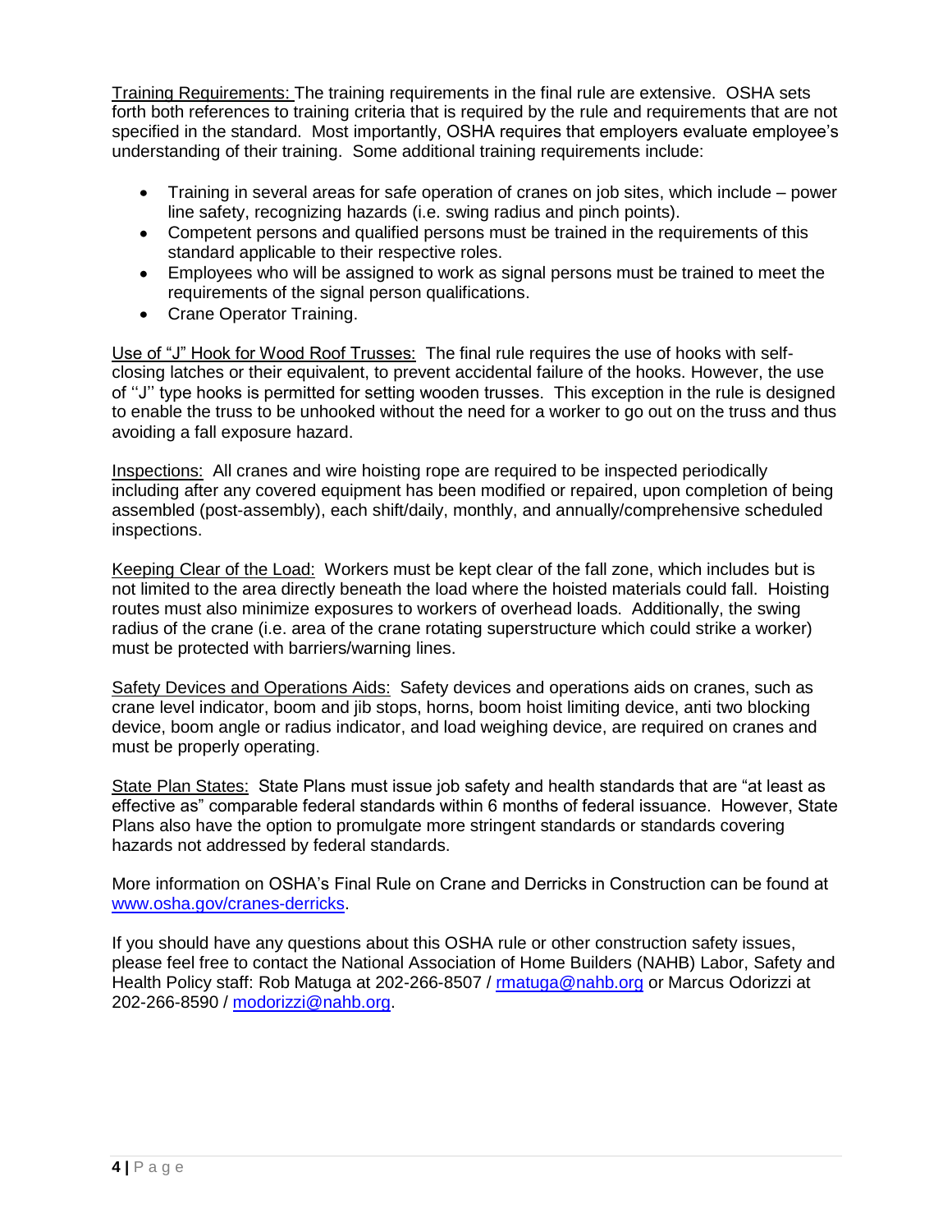Training Requirements: The training requirements in the final rule are extensive. OSHA sets forth both references to training criteria that is required by the rule and requirements that are not specified in the standard. Most importantly, OSHA requires that employers evaluate employee's understanding of their training. Some additional training requirements include:

- Training in several areas for safe operation of cranes on job sites, which include – power line safety, recognizing hazards (i.e. swing radius and pinch points).
- Competent persons and qualified persons must be trained in the requirements of this standard applicable to their respective roles.
- Employees who will be assigned to work as signal persons must be trained to meet the requirements of the signal person qualifications.
- Crane Operator Training.

Use of "J" Hook for Wood Roof Trusses: The final rule requires the use of hooks with self-closing latches or their equivalent, to prevent accidental failure of the hooks. However, the use of ''J'' type hooks is permitted for setting wooden trusses. This exception in the rule is designed to enable the truss to be unhooked without the need for a worker to go out on the truss and thus avoiding a fall exposure hazard.

Inspections: All cranes and wire hoisting rope are required to be inspected periodically including after any covered equipment has been modified or repaired, upon completion of being assembled (post-assembly), each shift/daily, monthly, and annually/comprehensive scheduled inspections.

Keeping Clear of the Load: Workers must be kept clear of the fall zone, which includes but is not limited to the area directly beneath the load where the hoisted materials could fall. Hoisting routes must also minimize exposures to workers of overhead loads. Additionally, the swing radius of the crane (i.e. area of the crane rotating superstructure which could strike a worker) must be protected with barriers/warning lines.

Safety Devices and Operations Aids: Safety devices and operations aids on cranes, such as crane level indicator, boom and jib stops, horns, boom hoist limiting device, anti two blocking device, boom angle or radius indicator, and load weighing device, are required on cranes and must be properly operating.

State Plan States: State Plans must issue job safety and health standards that are "at least as effective as" comparable federal standards within 6 months of federal issuance. However, State Plans also have the option to promulgate more stringent standards or standards covering hazards not addressed by federal standards.

More information on OSHA's Final Rule on Crane and Derricks in Construction can be found at www.osha.gov/cranes-derricks.

If you should have any questions about this OSHA rule or other construction safety issues, please feel free to contact the National Association of Home Builders (NAHB) Labor, Safety and Health Policy staff: Rob Matuga at 202-266-8507 / rmatuga@nahb.org or Marcus Odorizzi at 202-266-8590 / modorizzi@nahb.org.